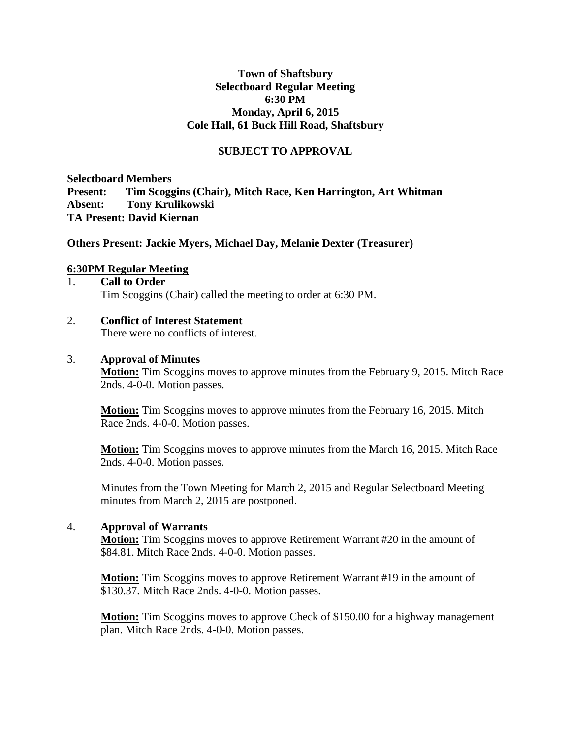**Town of Shaftsbury**
**Selectboard Regular Meeting**
**6:30 PM**
**Monday, April 6, 2015**
**Cole Hall, 61 Buck Hill Road, Shaftsbury**

**SUBJECT TO APPROVAL**

**Selectboard Members**
**Present: Tim Scoggins (Chair), Mitch Race, Ken Harrington, Art Whitman**
**Absent: Tony Krulikowski**
**TA Present: David Kiernan**

**Others Present: Jackie Myers, Michael Day, Melanie Dexter (Treasurer)**

**6:30PM Regular Meeting**

1. **Call to Order**
   Tim Scoggins (Chair) called the meeting to order at 6:30 PM.

2. **Conflict of Interest Statement**
   There were no conflicts of interest.

3. **Approval of Minutes**
   **Motion:** Tim Scoggins moves to approve minutes from the February 9, 2015. Mitch Race 2nds. 4-0-0. Motion passes.

   **Motion:** Tim Scoggins moves to approve minutes from the February 16, 2015. Mitch Race 2nds. 4-0-0. Motion passes.

   **Motion:** Tim Scoggins moves to approve minutes from the March 16, 2015. Mitch Race 2nds. 4-0-0. Motion passes.

   Minutes from the Town Meeting for March 2, 2015 and Regular Selectboard Meeting minutes from March 2, 2015 are postponed.

4. **Approval of Warrants**
   **Motion:** Tim Scoggins moves to approve Retirement Warrant #20 in the amount of $84.81. Mitch Race 2nds. 4-0-0. Motion passes.

   **Motion:** Tim Scoggins moves to approve Retirement Warrant #19 in the amount of $130.37. Mitch Race 2nds. 4-0-0. Motion passes.

   **Motion:** Tim Scoggins moves to approve Check of $150.00 for a highway management plan. Mitch Race 2nds. 4-0-0. Motion passes.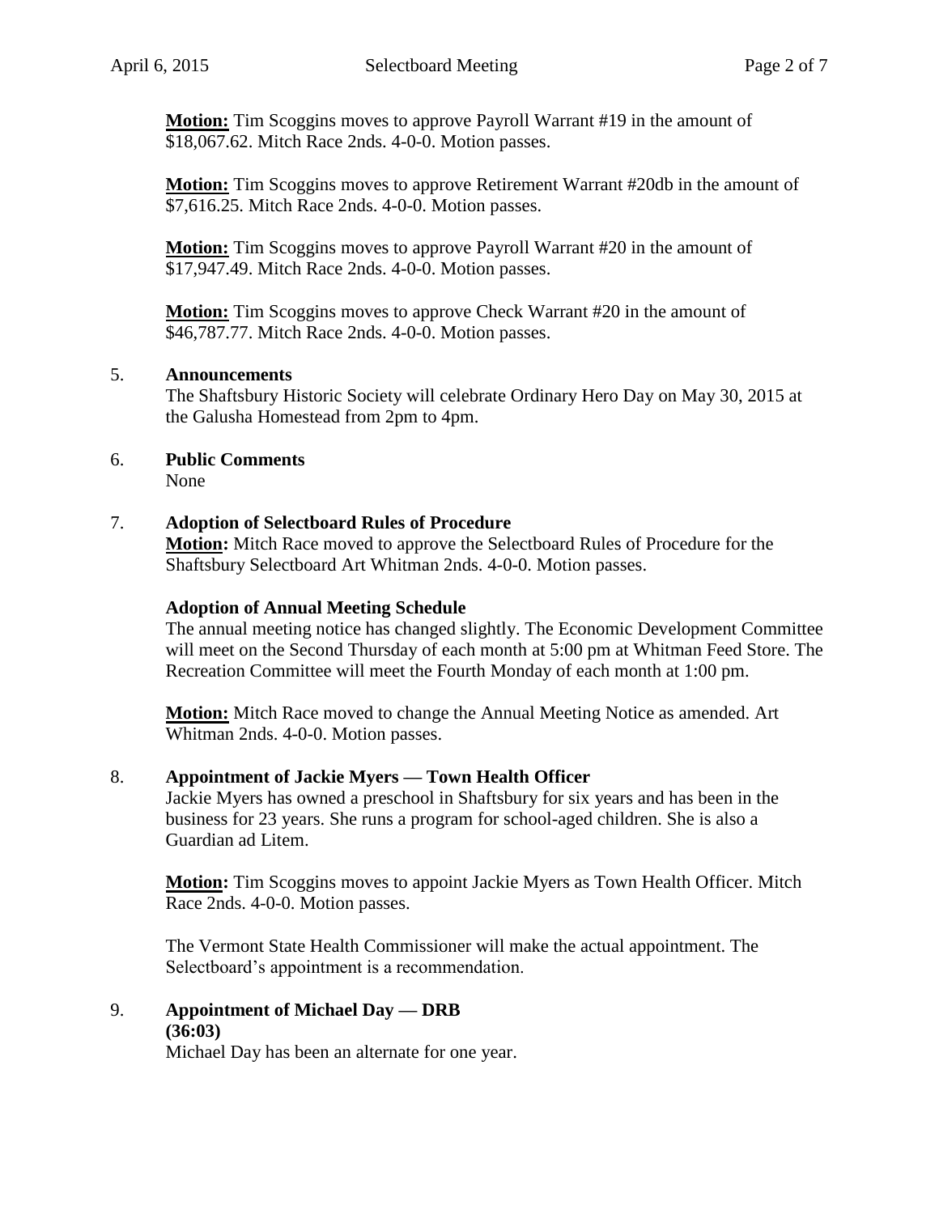**Motion:** Tim Scoggins moves to approve Payroll Warrant #19 in the amount of $18,067.62. Mitch Race 2nds. 4-0-0. Motion passes.

**Motion:** Tim Scoggins moves to approve Retirement Warrant #20db in the amount of $7,616.25. Mitch Race 2nds. 4-0-0. Motion passes.

**Motion:** Tim Scoggins moves to approve Payroll Warrant #20 in the amount of $17,947.49. Mitch Race 2nds. 4-0-0. Motion passes.

**Motion:** Tim Scoggins moves to approve Check Warrant #20 in the amount of $46,787.77. Mitch Race 2nds. 4-0-0. Motion passes.

5. **Announcements**

The Shaftsbury Historic Society will celebrate Ordinary Hero Day on May 30, 2015 at the Galusha Homestead from 2pm to 4pm.

6. **Public Comments**

None

7. **Adoption of Selectboard Rules of Procedure**

**Motion:** Mitch Race moved to approve the Selectboard Rules of Procedure for the Shaftsbury Selectboard Art Whitman 2nds. 4-0-0. Motion passes.

**Adoption of Annual Meeting Schedule**

The annual meeting notice has changed slightly. The Economic Development Committee will meet on the Second Thursday of each month at 5:00 pm at Whitman Feed Store. The Recreation Committee will meet the Fourth Monday of each month at 1:00 pm.

**Motion:** Mitch Race moved to change the Annual Meeting Notice as amended. Art Whitman 2nds. 4-0-0. Motion passes.

8. **Appointment of Jackie Myers — Town Health Officer**

Jackie Myers has owned a preschool in Shaftsbury for six years and has been in the business for 23 years. She runs a program for school-aged children. She is also a Guardian ad Litem.

**Motion:** Tim Scoggins moves to appoint Jackie Myers as Town Health Officer. Mitch Race 2nds. 4-0-0. Motion passes.

The Vermont State Health Commissioner will make the actual appointment. The Selectboard's appointment is a recommendation.

9. **Appointment of Michael Day — DRB**
**(36:03)**

Michael Day has been an alternate for one year.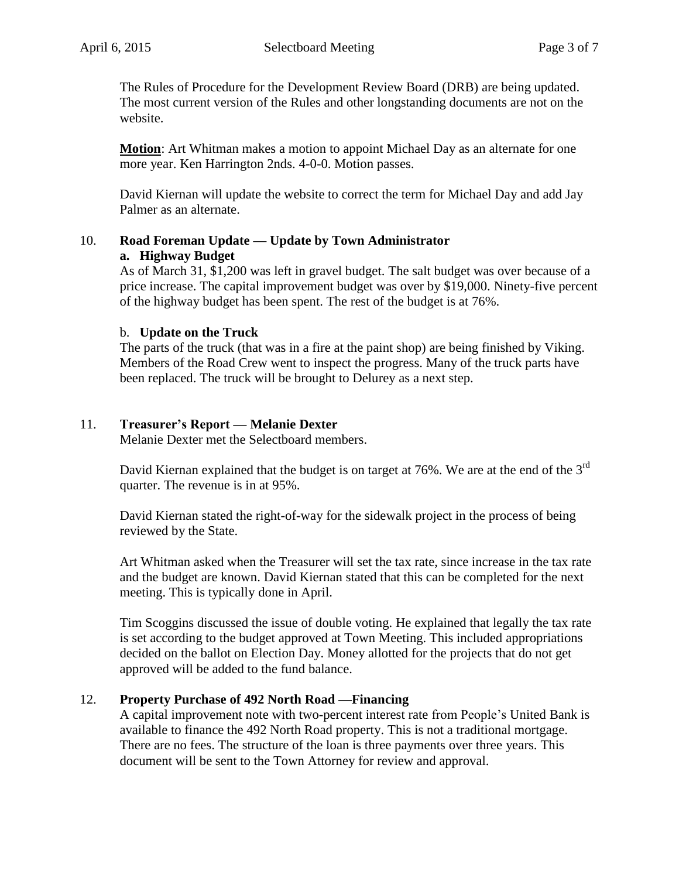The Rules of Procedure for the Development Review Board (DRB) are being updated. The most current version of the Rules and other longstanding documents are not on the website.

**Motion**: Art Whitman makes a motion to appoint Michael Day as an alternate for one more year. Ken Harrington 2nds. 4-0-0. Motion passes.

David Kiernan will update the website to correct the term for Michael Day and add Jay Palmer as an alternate.

10. **Road Foreman Update — Update by Town Administrator**

**a. Highway Budget**

As of March 31, $1,200 was left in gravel budget. The salt budget was over because of a price increase. The capital improvement budget was over by $19,000. Ninety-five percent of the highway budget has been spent. The rest of the budget is at 76%.

b. **Update on the Truck**

The parts of the truck (that was in a fire at the paint shop) are being finished by Viking. Members of the Road Crew went to inspect the progress. Many of the truck parts have been replaced. The truck will be brought to Delurey as a next step.

11. **Treasurer's Report — Melanie Dexter**

Melanie Dexter met the Selectboard members.

David Kiernan explained that the budget is on target at 76%. We are at the end of the 3rd quarter. The revenue is in at 95%.

David Kiernan stated the right-of-way for the sidewalk project in the process of being reviewed by the State.

Art Whitman asked when the Treasurer will set the tax rate, since increase in the tax rate and the budget are known. David Kiernan stated that this can be completed for the next meeting. This is typically done in April.

Tim Scoggins discussed the issue of double voting. He explained that legally the tax rate is set according to the budget approved at Town Meeting. This included appropriations decided on the ballot on Election Day. Money allotted for the projects that do not get approved will be added to the fund balance.

12. **Property Purchase of 492 North Road —Financing**

A capital improvement note with two-percent interest rate from People's United Bank is available to finance the 492 North Road property. This is not a traditional mortgage. There are no fees. The structure of the loan is three payments over three years. This document will be sent to the Town Attorney for review and approval.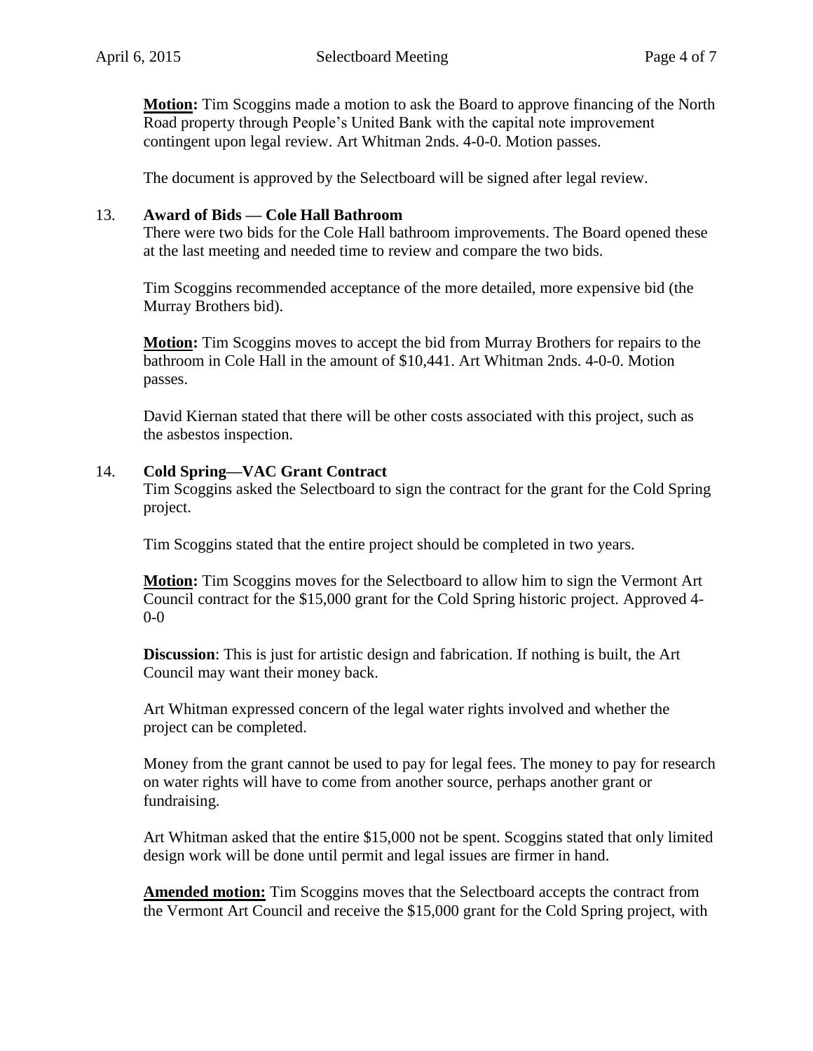**Motion:** Tim Scoggins made a motion to ask the Board to approve financing of the North Road property through People's United Bank with the capital note improvement contingent upon legal review. Art Whitman 2nds. 4-0-0. Motion passes.

The document is approved by the Selectboard will be signed after legal review.

13. **Award of Bids — Cole Hall Bathroom**

There were two bids for the Cole Hall bathroom improvements. The Board opened these at the last meeting and needed time to review and compare the two bids.

Tim Scoggins recommended acceptance of the more detailed, more expensive bid (the Murray Brothers bid).

**Motion:** Tim Scoggins moves to accept the bid from Murray Brothers for repairs to the bathroom in Cole Hall in the amount of $10,441. Art Whitman 2nds. 4-0-0. Motion passes.

David Kiernan stated that there will be other costs associated with this project, such as the asbestos inspection.

14. **Cold Spring—VAC Grant Contract**

Tim Scoggins asked the Selectboard to sign the contract for the grant for the Cold Spring project.

Tim Scoggins stated that the entire project should be completed in two years.

**Motion:** Tim Scoggins moves for the Selectboard to allow him to sign the Vermont Art Council contract for the $15,000 grant for the Cold Spring historic project. Approved 4-0-0

**Discussion**: This is just for artistic design and fabrication. If nothing is built, the Art Council may want their money back.

Art Whitman expressed concern of the legal water rights involved and whether the project can be completed.

Money from the grant cannot be used to pay for legal fees. The money to pay for research on water rights will have to come from another source, perhaps another grant or fundraising.

Art Whitman asked that the entire $15,000 not be spent. Scoggins stated that only limited design work will be done until permit and legal issues are firmer in hand.

**Amended motion:** Tim Scoggins moves that the Selectboard accepts the contract from the Vermont Art Council and receive the $15,000 grant for the Cold Spring project, with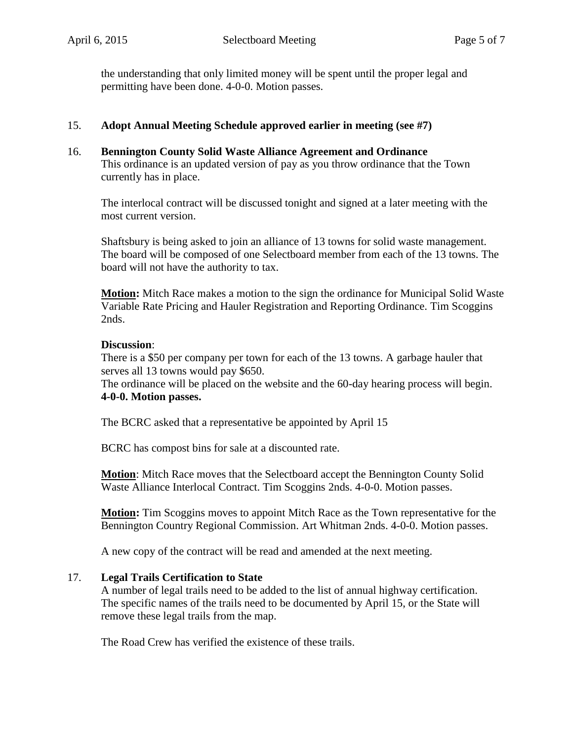the understanding that only limited money will be spent until the proper legal and permitting have been done. 4-0-0. Motion passes.

15. **Adopt Annual Meeting Schedule approved earlier in meeting (see #7)**

16. **Bennington County Solid Waste Alliance Agreement and Ordinance**

This ordinance is an updated version of pay as you throw ordinance that the Town currently has in place.

The interlocal contract will be discussed tonight and signed at a later meeting with the most current version.

Shaftsbury is being asked to join an alliance of 13 towns for solid waste management. The board will be composed of one Selectboard member from each of the 13 towns. The board will not have the authority to tax.

**Motion:** Mitch Race makes a motion to the sign the ordinance for Municipal Solid Waste Variable Rate Pricing and Hauler Registration and Reporting Ordinance. Tim Scoggins 2nds.

**Discussion**:
There is a $50 per company per town for each of the 13 towns. A garbage hauler that serves all 13 towns would pay $650.
The ordinance will be placed on the website and the 60-day hearing process will begin.
**4-0-0. Motion passes.**

The BCRC asked that a representative be appointed by April 15

BCRC has compost bins for sale at a discounted rate.

**Motion**: Mitch Race moves that the Selectboard accept the Bennington County Solid Waste Alliance Interlocal Contract. Tim Scoggins 2nds. 4-0-0. Motion passes.

**Motion:** Tim Scoggins moves to appoint Mitch Race as the Town representative for the Bennington Country Regional Commission. Art Whitman 2nds. 4-0-0. Motion passes.

A new copy of the contract will be read and amended at the next meeting.

17. **Legal Trails Certification to State**

A number of legal trails need to be added to the list of annual highway certification. The specific names of the trails need to be documented by April 15, or the State will remove these legal trails from the map.

The Road Crew has verified the existence of these trails.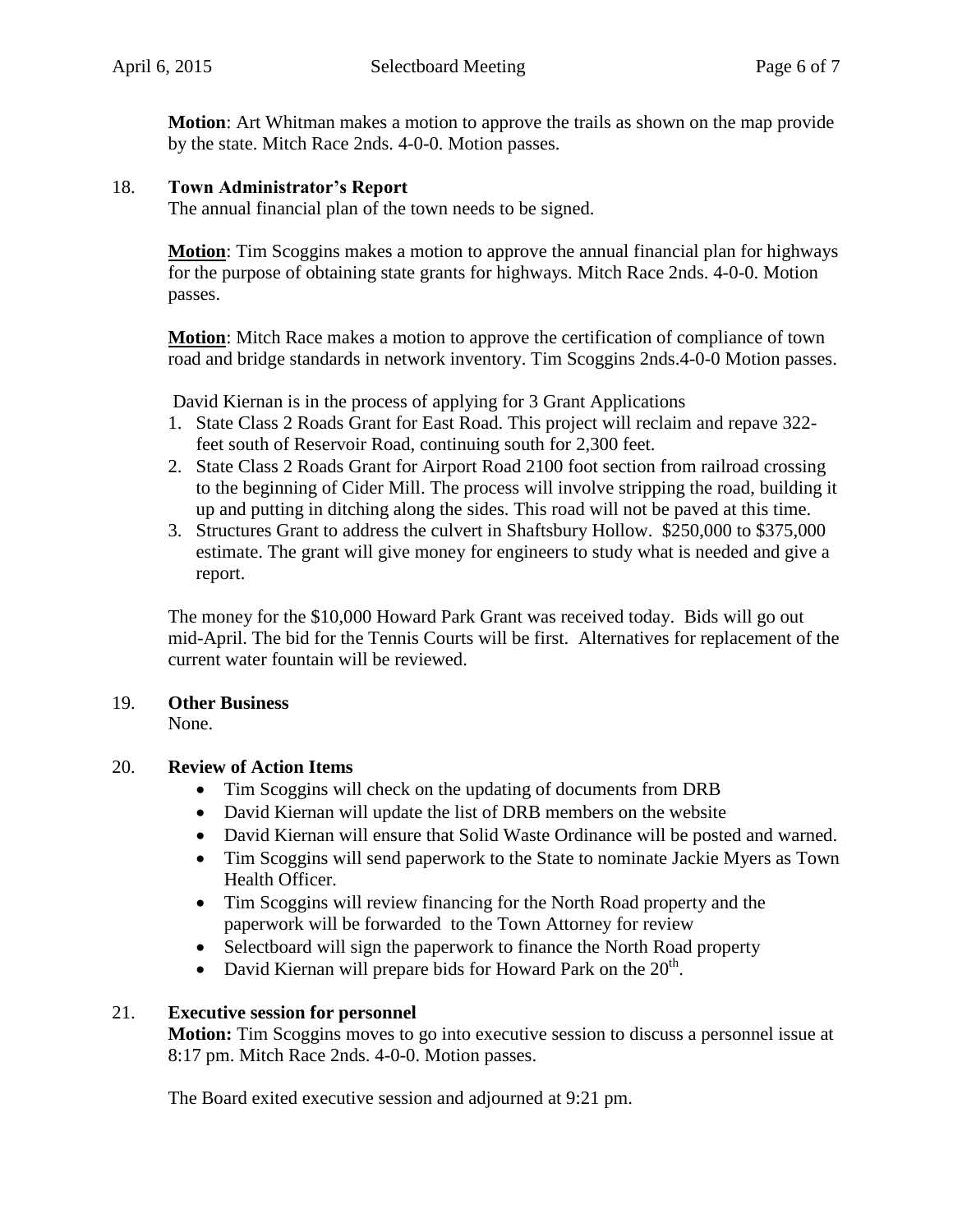**Motion**: Art Whitman makes a motion to approve the trails as shown on the map provide by the state. Mitch Race 2nds. 4-0-0. Motion passes.

18. **Town Administrator's Report**

The annual financial plan of the town needs to be signed.

**Motion**: Tim Scoggins makes a motion to approve the annual financial plan for highways for the purpose of obtaining state grants for highways. Mitch Race 2nds. 4-0-0. Motion passes.

**Motion**: Mitch Race makes a motion to approve the certification of compliance of town road and bridge standards in network inventory. Tim Scoggins 2nds.4-0-0 Motion passes.

David Kiernan is in the process of applying for 3 Grant Applications

1. State Class 2 Roads Grant for East Road. This project will reclaim and repave 322-feet south of Reservoir Road, continuing south for 2,300 feet.
2. State Class 2 Roads Grant for Airport Road 2100 foot section from railroad crossing to the beginning of Cider Mill. The process will involve stripping the road, building it up and putting in ditching along the sides. This road will not be paved at this time.
3. Structures Grant to address the culvert in Shaftsbury Hollow. $250,000 to $375,000 estimate. The grant will give money for engineers to study what is needed and give a report.

The money for the $10,000 Howard Park Grant was received today. Bids will go out mid-April. The bid for the Tennis Courts will be first. Alternatives for replacement of the current water fountain will be reviewed.

19. **Other Business**

None.

20. **Review of Action Items**

- Tim Scoggins will check on the updating of documents from DRB
- David Kiernan will update the list of DRB members on the website
- David Kiernan will ensure that Solid Waste Ordinance will be posted and warned.
- Tim Scoggins will send paperwork to the State to nominate Jackie Myers as Town Health Officer.
- Tim Scoggins will review financing for the North Road property and the paperwork will be forwarded to the Town Attorney for review
- Selectboard will sign the paperwork to finance the North Road property
- David Kiernan will prepare bids for Howard Park on the 20th.

21. **Executive session for personnel**

**Motion:** Tim Scoggins moves to go into executive session to discuss a personnel issue at 8:17 pm. Mitch Race 2nds. 4-0-0. Motion passes.

The Board exited executive session and adjourned at 9:21 pm.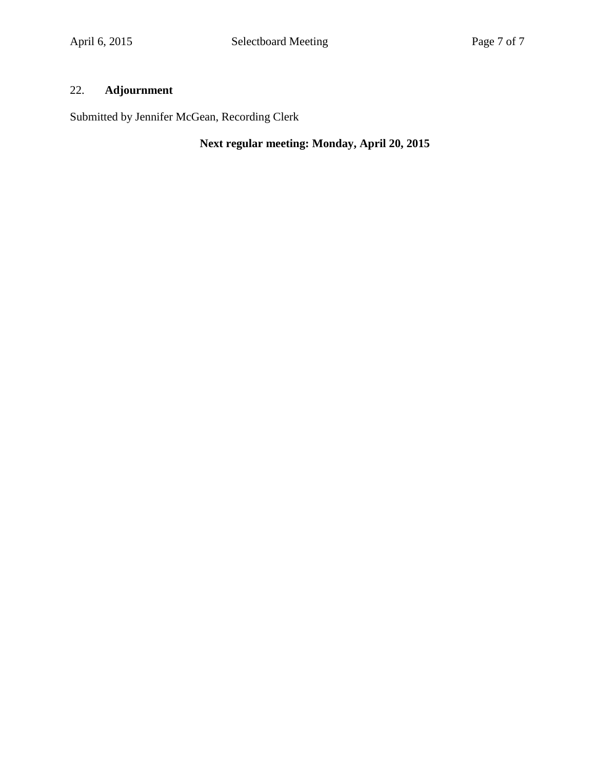22. **Adjournment**

Submitted by Jennifer McGean, Recording Clerk

**Next regular meeting: Monday, April 20, 2015**